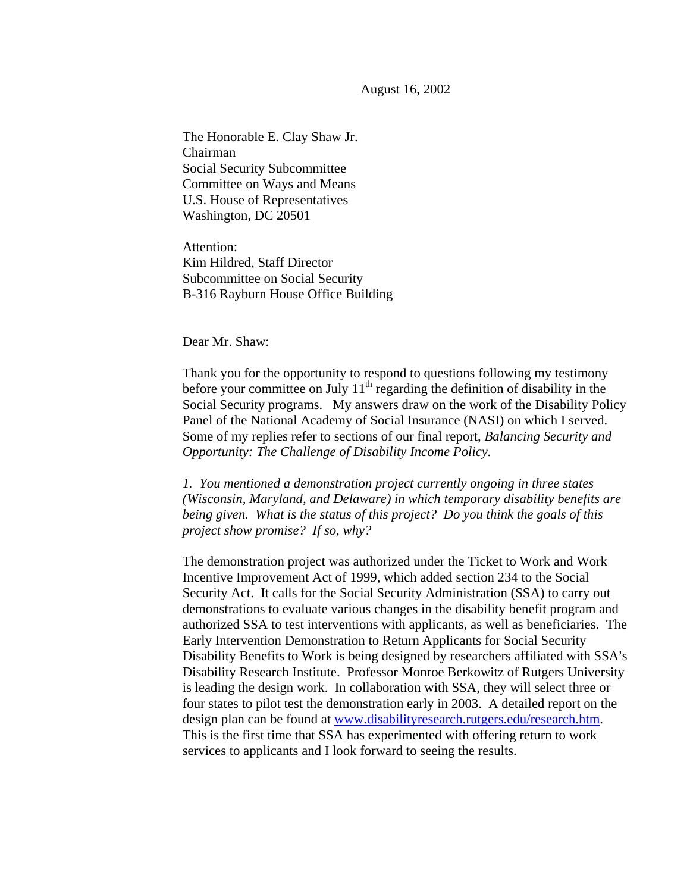August 16, 2002

The Honorable E. Clay Shaw Jr.
Chairman
Social Security Subcommittee
Committee on Ways and Means
U.S. House of Representatives
Washington, DC 20501

Attention:
Kim Hildred, Staff Director
Subcommittee on Social Security
B-316 Rayburn House Office Building

Dear Mr. Shaw:

Thank you for the opportunity to respond to questions following my testimony before your committee on July 11th regarding the definition of disability in the Social Security programs. My answers draw on the work of the Disability Policy Panel of the National Academy of Social Insurance (NASI) on which I served. Some of my replies refer to sections of our final report, *Balancing Security and Opportunity: The Challenge of Disability Income Policy.*

*1. You mentioned a demonstration project currently ongoing in three states (Wisconsin, Maryland, and Delaware) in which temporary disability benefits are being given. What is the status of this project? Do you think the goals of this project show promise? If so, why?*

The demonstration project was authorized under the Ticket to Work and Work Incentive Improvement Act of 1999, which added section 234 to the Social Security Act. It calls for the Social Security Administration (SSA) to carry out demonstrations to evaluate various changes in the disability benefit program and authorized SSA to test interventions with applicants, as well as beneficiaries. The Early Intervention Demonstration to Return Applicants for Social Security Disability Benefits to Work is being designed by researchers affiliated with SSA's Disability Research Institute. Professor Monroe Berkowitz of Rutgers University is leading the design work. In collaboration with SSA, they will select three or four states to pilot test the demonstration early in 2003. A detailed report on the design plan can be found at www.disabilityresearch.rutgers.edu/research.htm. This is the first time that SSA has experimented with offering return to work services to applicants and I look forward to seeing the results.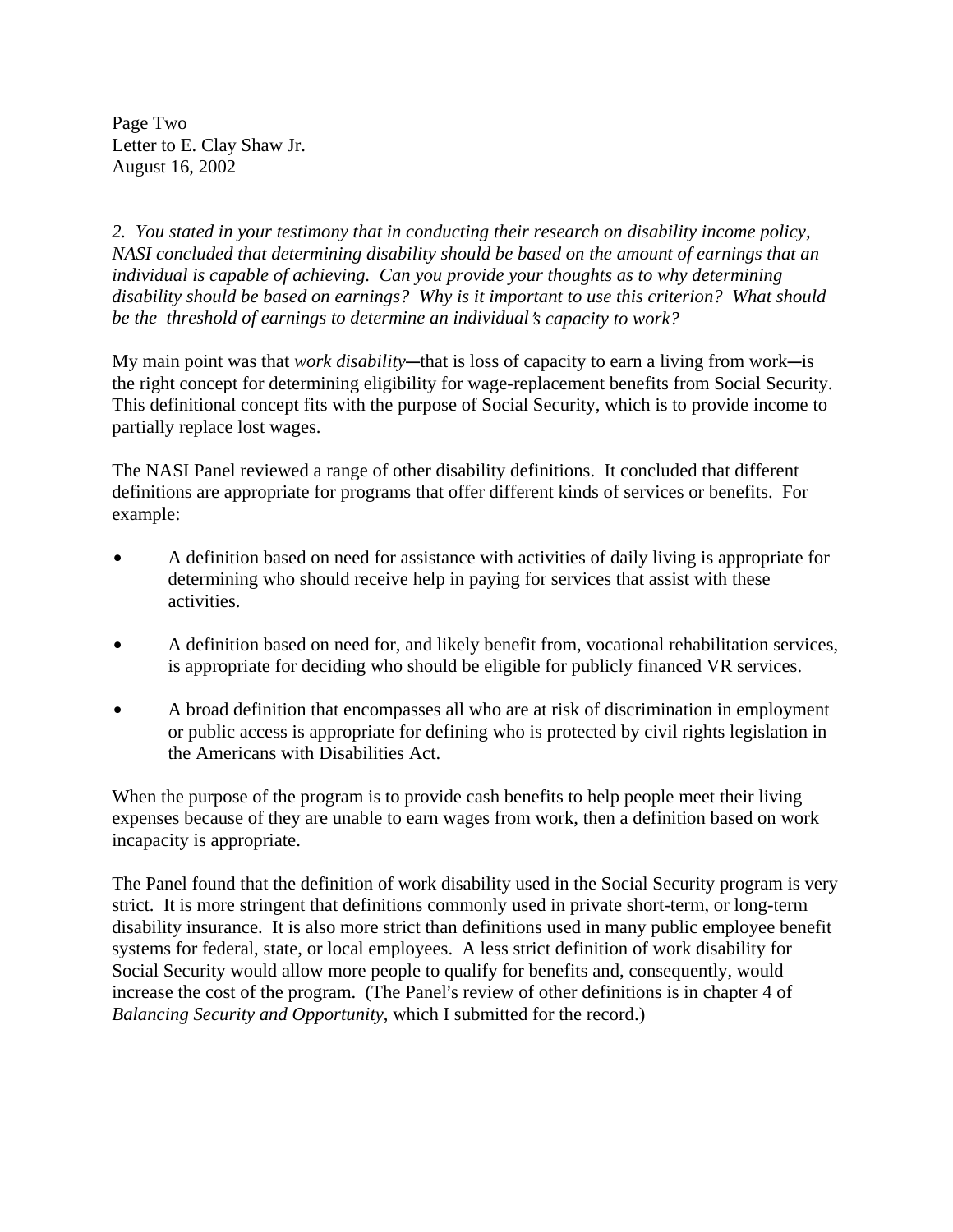Page Two
Letter to E. Clay Shaw Jr.
August 16, 2002

*2. You stated in your testimony that in conducting their research on disability income policy, NASI concluded that determining disability should be based on the amount of earnings that an individual is capable of achieving. Can you provide your thoughts as to why determining disability should be based on earnings? Why is it important to use this criterion? What should be the threshold of earnings to determine an individual's capacity to work?*

My main point was that *work disability*—that is loss of capacity to earn a living from work—is the right concept for determining eligibility for wage-replacement benefits from Social Security. This definitional concept fits with the purpose of Social Security, which is to provide income to partially replace lost wages.

The NASI Panel reviewed a range of other disability definitions. It concluded that different definitions are appropriate for programs that offer different kinds of services or benefits. For example:

- A definition based on need for assistance with activities of daily living is appropriate for determining who should receive help in paying for services that assist with these activities.
- A definition based on need for, and likely benefit from, vocational rehabilitation services, is appropriate for deciding who should be eligible for publicly financed VR services.
- A broad definition that encompasses all who are at risk of discrimination in employment or public access is appropriate for defining who is protected by civil rights legislation in the Americans with Disabilities Act.

When the purpose of the program is to provide cash benefits to help people meet their living expenses because of they are unable to earn wages from work, then a definition based on work incapacity is appropriate.

The Panel found that the definition of work disability used in the Social Security program is very strict. It is more stringent that definitions commonly used in private short-term, or long-term disability insurance. It is also more strict than definitions used in many public employee benefit systems for federal, state, or local employees. A less strict definition of work disability for Social Security would allow more people to qualify for benefits and, consequently, would increase the cost of the program. (The Panel's review of other definitions is in chapter 4 of *Balancing Security and Opportunity*, which I submitted for the record.)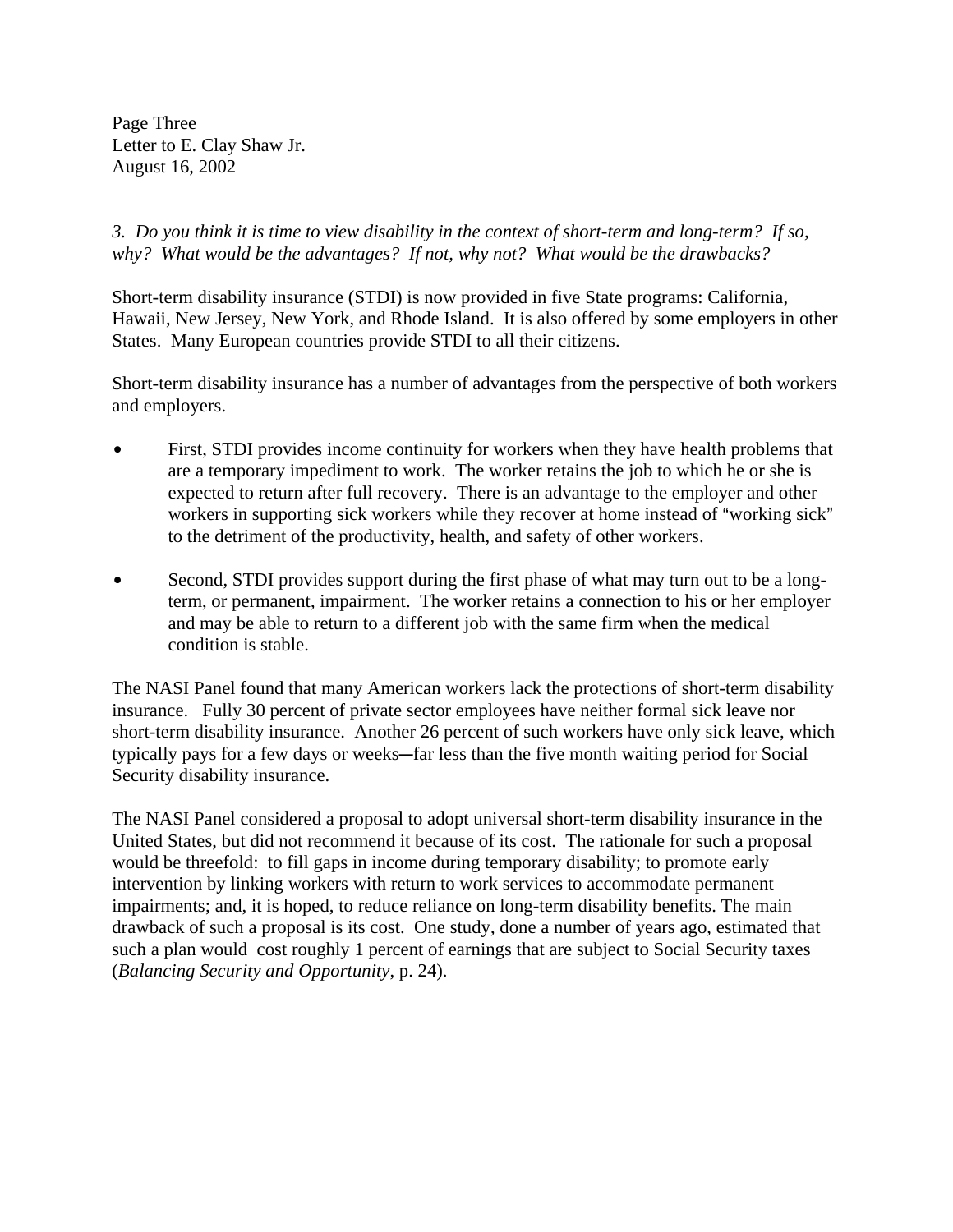*3. Do you think it is time to view disability in the context of short-term and long-term? If so, why? What would be the advantages? If not, why not? What would be the drawbacks?*

Short-term disability insurance (STDI) is now provided in five State programs: California, Hawaii, New Jersey, New York, and Rhode Island. It is also offered by some employers in other States. Many European countries provide STDI to all their citizens.

Short-term disability insurance has a number of advantages from the perspective of both workers and employers.

- First, STDI provides income continuity for workers when they have health problems that are a temporary impediment to work. The worker retains the job to which he or she is expected to return after full recovery. There is an advantage to the employer and other workers in supporting sick workers while they recover at home instead of "working sick" to the detriment of the productivity, health, and safety of other workers.

- Second, STDI provides support during the first phase of what may turn out to be a long-term, or permanent, impairment. The worker retains a connection to his or her employer and may be able to return to a different job with the same firm when the medical condition is stable.

The NASI Panel found that many American workers lack the protections of short-term disability insurance. Fully 30 percent of private sector employees have neither formal sick leave nor short-term disability insurance. Another 26 percent of such workers have only sick leave, which typically pays for a few days or weeks—far less than the five month waiting period for Social Security disability insurance.

The NASI Panel considered a proposal to adopt universal short-term disability insurance in the United States, but did not recommend it because of its cost. The rationale for such a proposal would be threefold: to fill gaps in income during temporary disability; to promote early intervention by linking workers with return to work services to accommodate permanent impairments; and, it is hoped, to reduce reliance on long-term disability benefits. The main drawback of such a proposal is its cost. One study, done a number of years ago, estimated that such a plan would cost roughly 1 percent of earnings that are subject to Social Security taxes (*Balancing Security and Opportunity*, p. 24).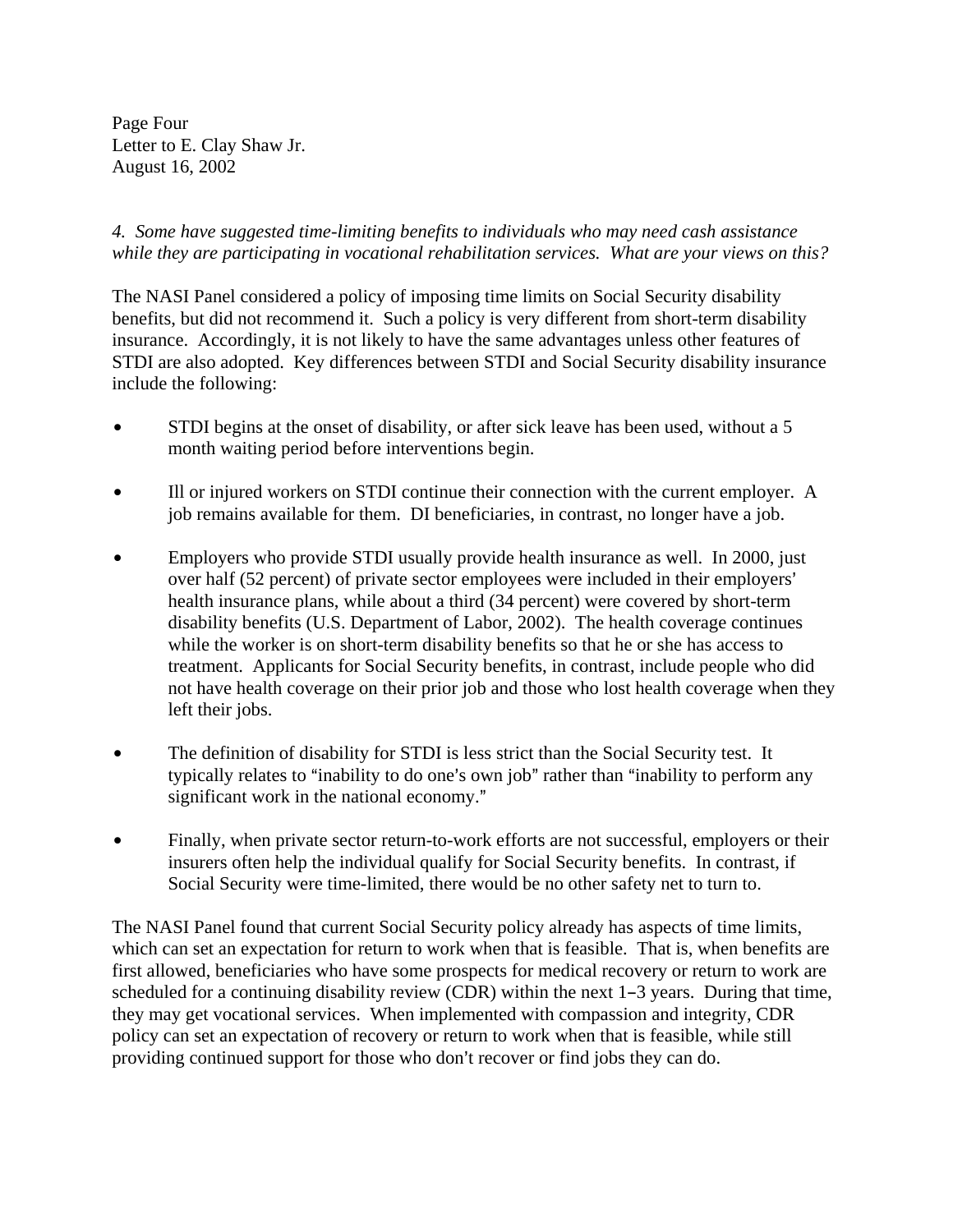*4. Some have suggested time-limiting benefits to individuals who may need cash assistance while they are participating in vocational rehabilitation services. What are your views on this?*

The NASI Panel considered a policy of imposing time limits on Social Security disability benefits, but did not recommend it. Such a policy is very different from short-term disability insurance. Accordingly, it is not likely to have the same advantages unless other features of STDI are also adopted. Key differences between STDI and Social Security disability insurance include the following:

- STDI begins at the onset of disability, or after sick leave has been used, without a 5 month waiting period before interventions begin.
- Ill or injured workers on STDI continue their connection with the current employer. A job remains available for them. DI beneficiaries, in contrast, no longer have a job.
- Employers who provide STDI usually provide health insurance as well. In 2000, just over half (52 percent) of private sector employees were included in their employers' health insurance plans, while about a third (34 percent) were covered by short-term disability benefits (U.S. Department of Labor, 2002). The health coverage continues while the worker is on short-term disability benefits so that he or she has access to treatment. Applicants for Social Security benefits, in contrast, include people who did not have health coverage on their prior job and those who lost health coverage when they left their jobs.
- The definition of disability for STDI is less strict than the Social Security test. It typically relates to "inability to do one's own job" rather than "inability to perform any significant work in the national economy."
- Finally, when private sector return-to-work efforts are not successful, employers or their insurers often help the individual qualify for Social Security benefits. In contrast, if Social Security were time-limited, there would be no other safety net to turn to.

The NASI Panel found that current Social Security policy already has aspects of time limits, which can set an expectation for return to work when that is feasible. That is, when benefits are first allowed, beneficiaries who have some prospects for medical recovery or return to work are scheduled for a continuing disability review (CDR) within the next 1–3 years. During that time, they may get vocational services. When implemented with compassion and integrity, CDR policy can set an expectation of recovery or return to work when that is feasible, while still providing continued support for those who don't recover or find jobs they can do.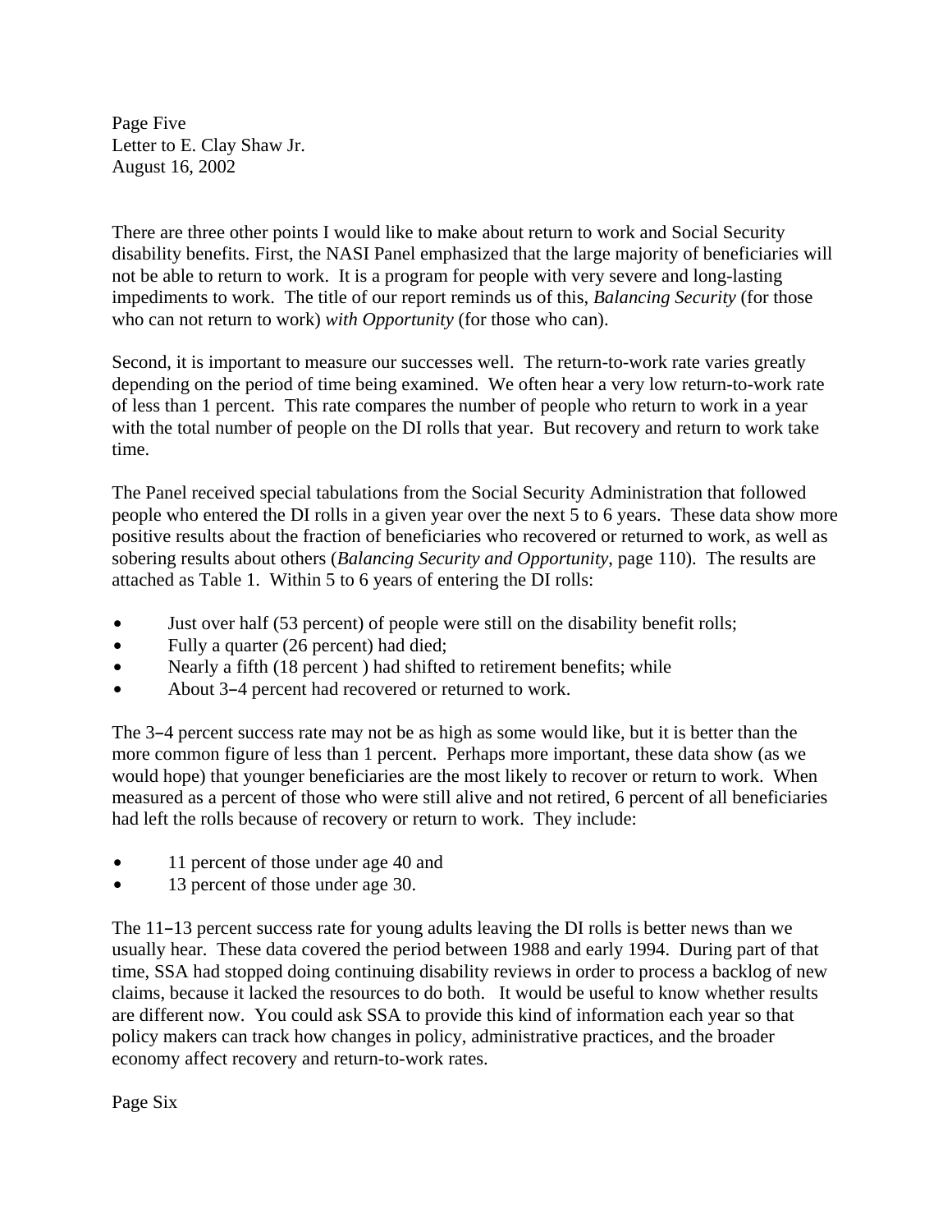There are three other points I would like to make about return to work and Social Security disability benefits. First, the NASI Panel emphasized that the large majority of beneficiaries will not be able to return to work. It is a program for people with very severe and long-lasting impediments to work. The title of our report reminds us of this, *Balancing Security* (for those who can not return to work) *with Opportunity* (for those who can).

Second, it is important to measure our successes well. The return-to-work rate varies greatly depending on the period of time being examined. We often hear a very low return-to-work rate of less than 1 percent. This rate compares the number of people who return to work in a year with the total number of people on the DI rolls that year. But recovery and return to work take time.

The Panel received special tabulations from the Social Security Administration that followed people who entered the DI rolls in a given year over the next 5 to 6 years. These data show more positive results about the fraction of beneficiaries who recovered or returned to work, as well as sobering results about others (*Balancing Security and Opportunity*, page 110). The results are attached as Table 1. Within 5 to 6 years of entering the DI rolls:

- Just over half (53 percent) of people were still on the disability benefit rolls;
- Fully a quarter (26 percent) had died;
- Nearly a fifth (18 percent ) had shifted to retirement benefits; while
- About 3–4 percent had recovered or returned to work.

The 3–4 percent success rate may not be as high as some would like, but it is better than the more common figure of less than 1 percent. Perhaps more important, these data show (as we would hope) that younger beneficiaries are the most likely to recover or return to work. When measured as a percent of those who were still alive and not retired, 6 percent of all beneficiaries had left the rolls because of recovery or return to work. They include:

- 11 percent of those under age 40 and
- 13 percent of those under age 30.

The 11–13 percent success rate for young adults leaving the DI rolls is better news than we usually hear. These data covered the period between 1988 and early 1994. During part of that time, SSA had stopped doing continuing disability reviews in order to process a backlog of new claims, because it lacked the resources to do both. It would be useful to know whether results are different now. You could ask SSA to provide this kind of information each year so that policy makers can track how changes in policy, administrative practices, and the broader economy affect recovery and return-to-work rates.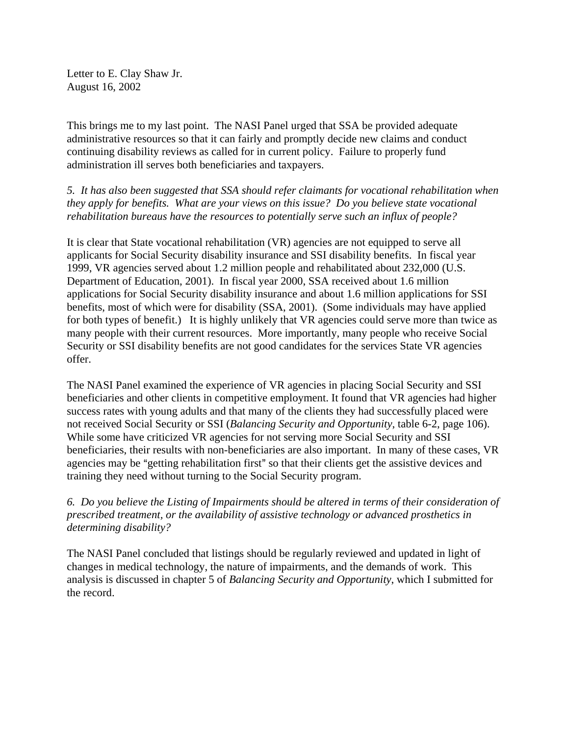Letter to E. Clay Shaw Jr.
August 16, 2002

This brings me to my last point. The NASI Panel urged that SSA be provided adequate administrative resources so that it can fairly and promptly decide new claims and conduct continuing disability reviews as called for in current policy. Failure to properly fund administration ill serves both beneficiaries and taxpayers.

*5. It has also been suggested that SSA should refer claimants for vocational rehabilitation when they apply for benefits. What are your views on this issue? Do you believe state vocational rehabilitation bureaus have the resources to potentially serve such an influx of people?*

It is clear that State vocational rehabilitation (VR) agencies are not equipped to serve all applicants for Social Security disability insurance and SSI disability benefits. In fiscal year 1999, VR agencies served about 1.2 million people and rehabilitated about 232,000 (U.S. Department of Education, 2001). In fiscal year 2000, SSA received about 1.6 million applications for Social Security disability insurance and about 1.6 million applications for SSI benefits, most of which were for disability (SSA, 2001). (Some individuals may have applied for both types of benefit.) It is highly unlikely that VR agencies could serve more than twice as many people with their current resources. More importantly, many people who receive Social Security or SSI disability benefits are not good candidates for the services State VR agencies offer.

The NASI Panel examined the experience of VR agencies in placing Social Security and SSI beneficiaries and other clients in competitive employment. It found that VR agencies had higher success rates with young adults and that many of the clients they had successfully placed were not received Social Security or SSI (*Balancing Security and Opportunity*, table 6-2, page 106). While some have criticized VR agencies for not serving more Social Security and SSI beneficiaries, their results with non-beneficiaries are also important. In many of these cases, VR agencies may be "getting rehabilitation first" so that their clients get the assistive devices and training they need without turning to the Social Security program.

*6. Do you believe the Listing of Impairments should be altered in terms of their consideration of prescribed treatment, or the availability of assistive technology or advanced prosthetics in determining disability?*

The NASI Panel concluded that listings should be regularly reviewed and updated in light of changes in medical technology, the nature of impairments, and the demands of work. This analysis is discussed in chapter 5 of *Balancing Security and Opportunity*, which I submitted for the record.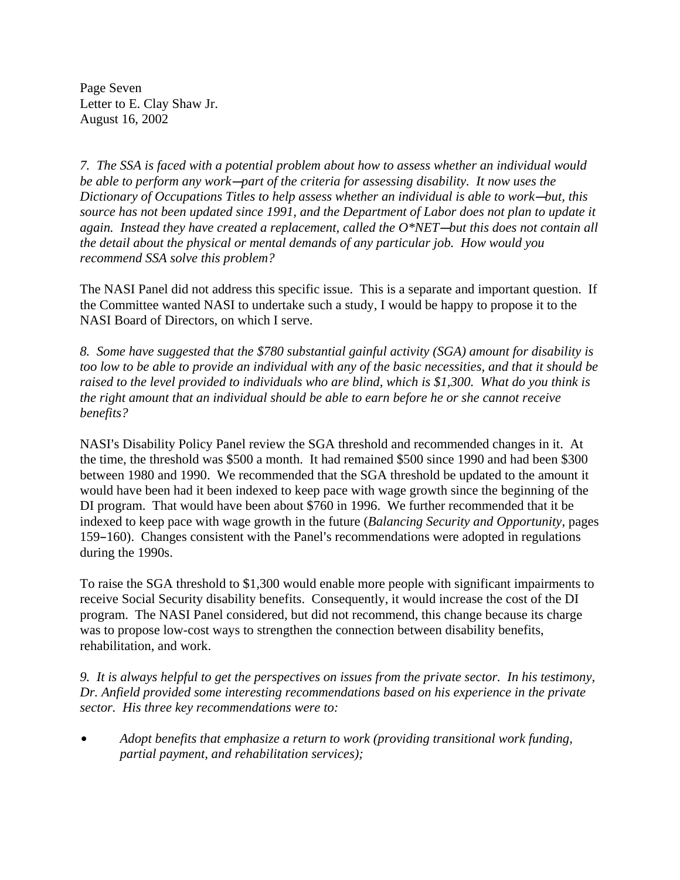*7. The SSA is faced with a potential problem about how to assess whether an individual would be able to perform any work—part of the criteria for assessing disability. It now uses the Dictionary of Occupations Titles to help assess whether an individual is able to work—but, this source has not been updated since 1991, and the Department of Labor does not plan to update it again. Instead they have created a replacement, called the O*NET—but this does not contain all the detail about the physical or mental demands of any particular job. How would you recommend SSA solve this problem?*

The NASI Panel did not address this specific issue. This is a separate and important question. If the Committee wanted NASI to undertake such a study, I would be happy to propose it to the NASI Board of Directors, on which I serve.

*8. Some have suggested that the $780 substantial gainful activity (SGA) amount for disability is too low to be able to provide an individual with any of the basic necessities, and that it should be raised to the level provided to individuals who are blind, which is $1,300. What do you think is the right amount that an individual should be able to earn before he or she cannot receive benefits?*

NASI's Disability Policy Panel review the SGA threshold and recommended changes in it. At the time, the threshold was $500 a month. It had remained $500 since 1990 and had been $300 between 1980 and 1990. We recommended that the SGA threshold be updated to the amount it would have been had it been indexed to keep pace with wage growth since the beginning of the DI program. That would have been about $760 in 1996. We further recommended that it be indexed to keep pace with wage growth in the future (*Balancing Security and Opportunity*, pages 159–160). Changes consistent with the Panel's recommendations were adopted in regulations during the 1990s.

To raise the SGA threshold to $1,300 would enable more people with significant impairments to receive Social Security disability benefits. Consequently, it would increase the cost of the DI program. The NASI Panel considered, but did not recommend, this change because its charge was to propose low-cost ways to strengthen the connection between disability benefits, rehabilitation, and work.

*9. It is always helpful to get the perspectives on issues from the private sector. In his testimony, Dr. Anfield provided some interesting recommendations based on his experience in the private sector. His three key recommendations were to:*

- *Adopt benefits that emphasize a return to work (providing transitional work funding, partial payment, and rehabilitation services);*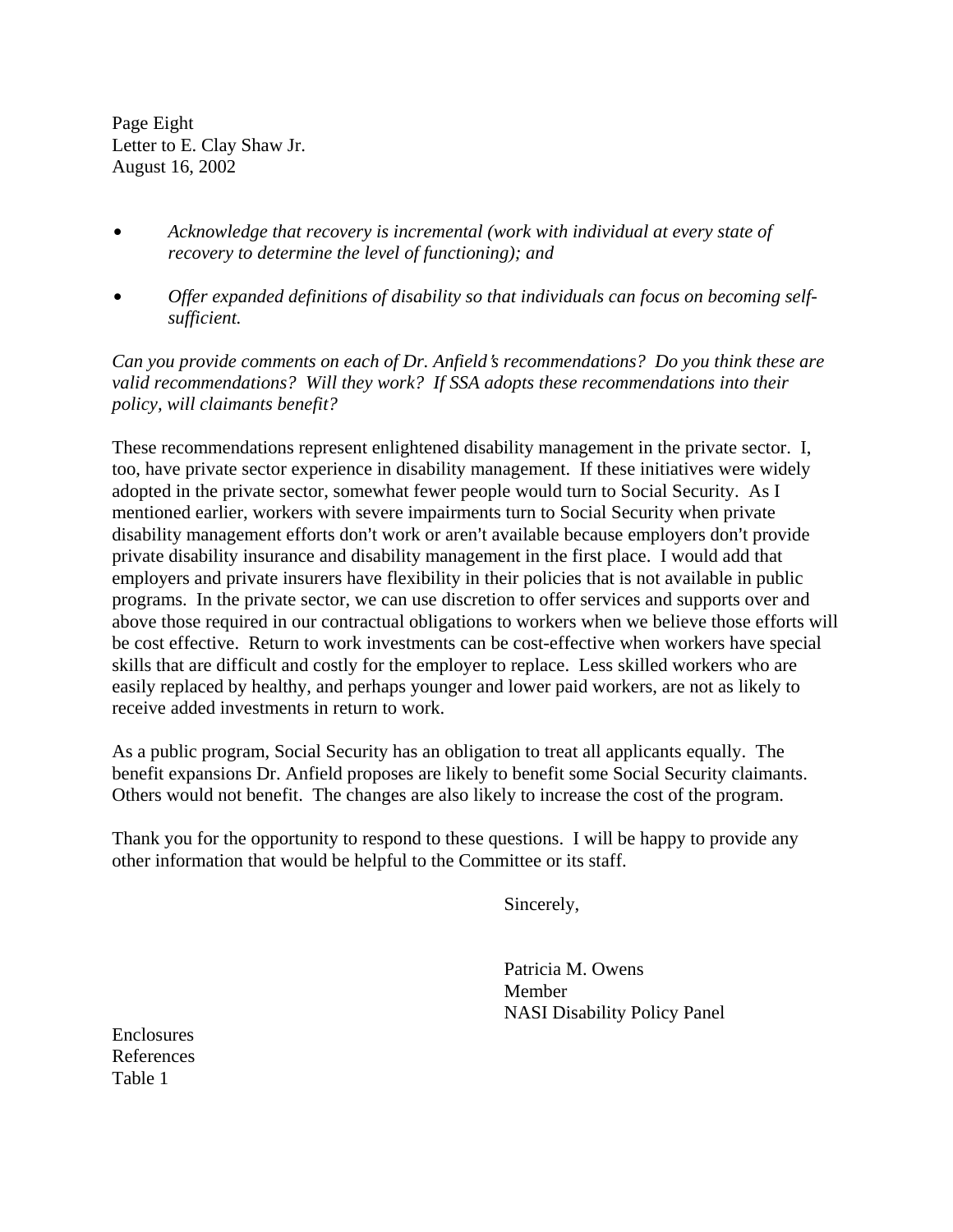- *Acknowledge that recovery is incremental (work with individual at every state of recovery to determine the level of functioning); and*

- *Offer expanded definitions of disability so that individuals can focus on becoming self-sufficient.*

*Can you provide comments on each of Dr. Anfield's recommendations? Do you think these are valid recommendations? Will they work? If SSA adopts these recommendations into their policy, will claimants benefit?*

These recommendations represent enlightened disability management in the private sector. I, too, have private sector experience in disability management. If these initiatives were widely adopted in the private sector, somewhat fewer people would turn to Social Security. As I mentioned earlier, workers with severe impairments turn to Social Security when private disability management efforts don't work or aren't available because employers don't provide private disability insurance and disability management in the first place. I would add that employers and private insurers have flexibility in their policies that is not available in public programs. In the private sector, we can use discretion to offer services and supports over and above those required in our contractual obligations to workers when we believe those efforts will be cost effective. Return to work investments can be cost-effective when workers have special skills that are difficult and costly for the employer to replace. Less skilled workers who are easily replaced by healthy, and perhaps younger and lower paid workers, are not as likely to receive added investments in return to work.

As a public program, Social Security has an obligation to treat all applicants equally. The benefit expansions Dr. Anfield proposes are likely to benefit some Social Security claimants. Others would not benefit. The changes are also likely to increase the cost of the program.

Thank you for the opportunity to respond to these questions. I will be happy to provide any other information that would be helpful to the Committee or its staff.

Sincerely,

Patricia M. Owens
Member
NASI Disability Policy Panel

Enclosures
References
Table 1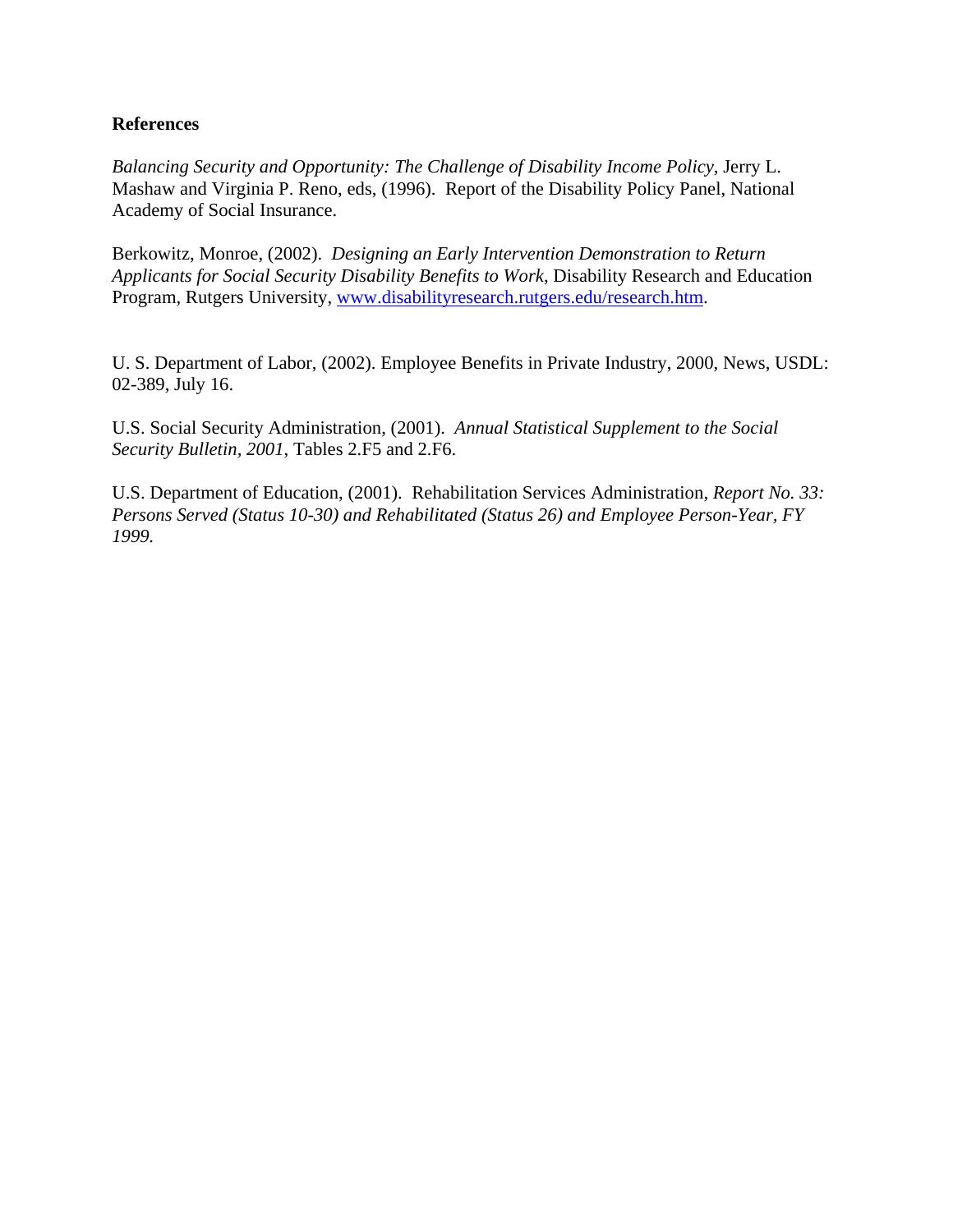**References**

*Balancing Security and Opportunity: The Challenge of Disability Income Policy*, Jerry L. Mashaw and Virginia P. Reno, eds, (1996). Report of the Disability Policy Panel, National Academy of Social Insurance.

Berkowitz, Monroe, (2002). *Designing an Early Intervention Demonstration to Return Applicants for Social Security Disability Benefits to Work*, Disability Research and Education Program, Rutgers University, www.disabilityresearch.rutgers.edu/research.htm.

U. S. Department of Labor, (2002). Employee Benefits in Private Industry, 2000, News, USDL: 02-389, July 16.

U.S. Social Security Administration, (2001). *Annual Statistical Supplement to the Social Security Bulletin, 2001*, Tables 2.F5 and 2.F6.

U.S. Department of Education, (2001). Rehabilitation Services Administration, *Report No. 33: Persons Served (Status 10-30) and Rehabilitated (Status 26) and Employee Person-Year, FY 1999.*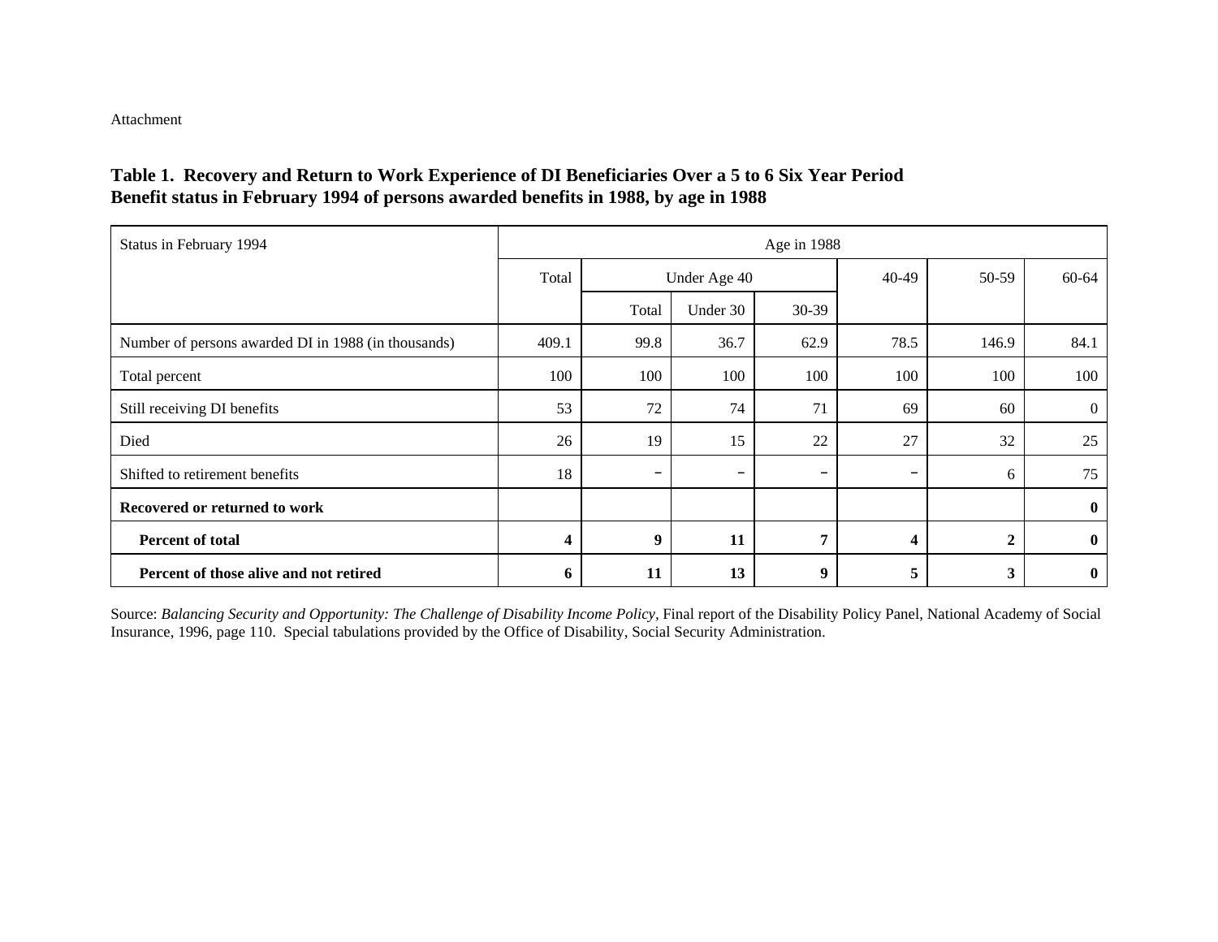Attachment

**Table 1. Recovery and Return to Work Experience of DI Beneficiaries Over a 5 to 6 Six Year Period**
**Benefit status in February 1994 of persons awarded benefits in 1988, by age in 1988**

| Status in February 1994 | Age in 1988 | | | | | | |
|---|---|---|---|---|---|---|---|
| | Total | Under Age 40 | | | 40-49 | 50-59 | 60-64 |
| | | Total | Under 30 | 30-39 | | | |
| Number of persons awarded DI in 1988 (in thousands) | 409.1 | 99.8 | 36.7 | 62.9 | 78.5 | 146.9 | 84.1 |
| Total percent | 100 | 100 | 100 | 100 | 100 | 100 | 100 |
| Still receiving DI benefits | 53 | 72 | 74 | 71 | 69 | 60 | 0 |
| Died | 26 | 19 | 15 | 22 | 27 | 32 | 25 |
| Shifted to retirement benefits | 18 | – | – | – | – | 6 | 75 |
| **Recovered or returned to work** | | | | | | | **0** |
| **Percent of total** | **4** | **9** | **11** | **7** | **4** | **2** | **0** |
| **Percent of those alive and not retired** | **6** | **11** | **13** | **9** | **5** | **3** | **0** |

Source: *Balancing Security and Opportunity: The Challenge of Disability Income Policy*, Final report of the Disability Policy Panel, National Academy of Social Insurance, 1996, page 110. Special tabulations provided by the Office of Disability, Social Security Administration.